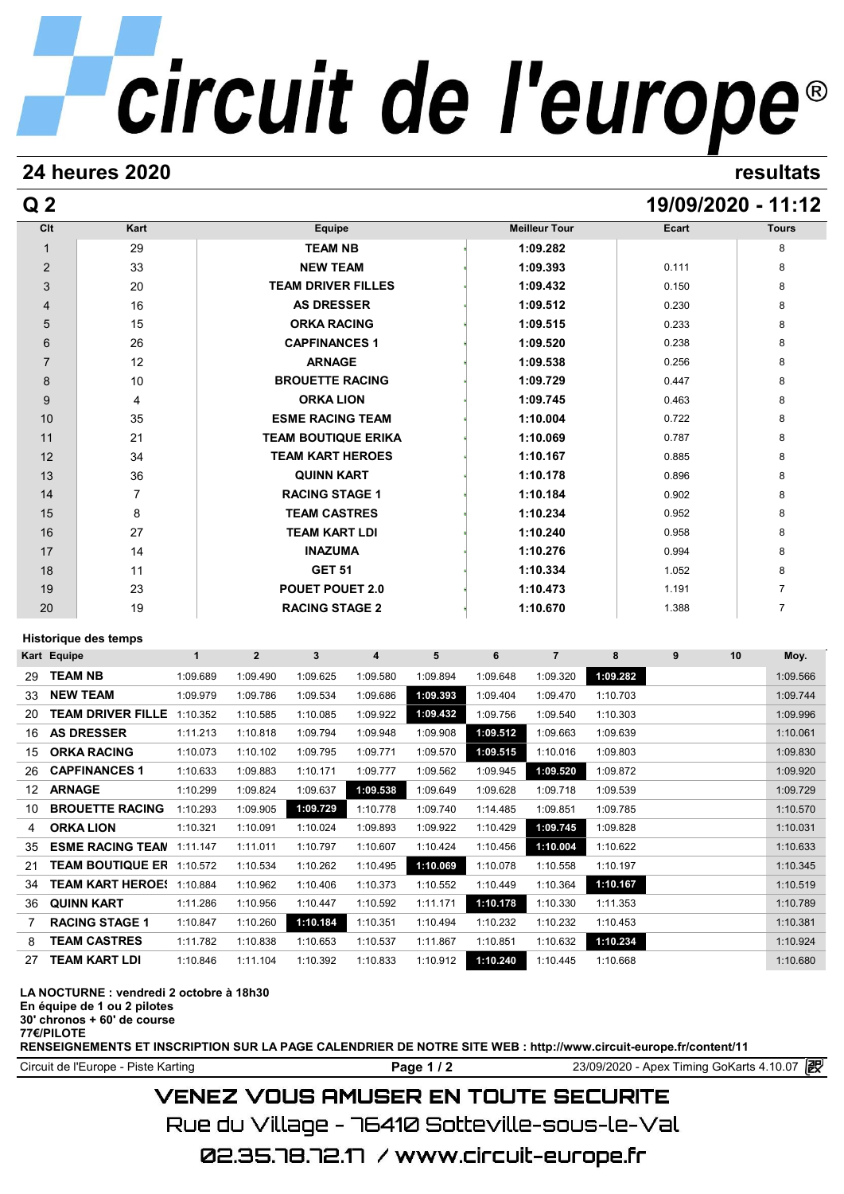# circuit de l'europe®

## 24 heures 2020

resultats

## Q 2

19/09/2020 - 11:12

| Clt | Kart | Equipe | Meilleur Tour | Ecart | Tours |
|---|---|---|---|---|---|
| 1 | 29 | TEAM NB | 1:09.282 | | 8 |
| 2 | 33 | NEW TEAM | 1:09.393 | 0.111 | 8 |
| 3 | 20 | TEAM DRIVER FILLES | 1:09.432 | 0.150 | 8 |
| 4 | 16 | AS DRESSER | 1:09.512 | 0.230 | 8 |
| 5 | 15 | ORKA RACING | 1:09.515 | 0.233 | 8 |
| 6 | 26 | CAPFINANCES 1 | 1:09.520 | 0.238 | 8 |
| 7 | 12 | ARNAGE | 1:09.538 | 0.256 | 8 |
| 8 | 10 | BROUETTE RACING | 1:09.729 | 0.447 | 8 |
| 9 | 4 | ORKA LION | 1:09.745 | 0.463 | 8 |
| 10 | 35 | ESME RACING TEAM | 1:10.004 | 0.722 | 8 |
| 11 | 21 | TEAM BOUTIQUE ERIKA | 1:10.069 | 0.787 | 8 |
| 12 | 34 | TEAM KART HEROES | 1:10.167 | 0.885 | 8 |
| 13 | 36 | QUINN KART | 1:10.178 | 0.896 | 8 |
| 14 | 7 | RACING STAGE 1 | 1:10.184 | 0.902 | 8 |
| 15 | 8 | TEAM CASTRES | 1:10.234 | 0.952 | 8 |
| 16 | 27 | TEAM KART LDI | 1:10.240 | 0.958 | 8 |
| 17 | 14 | INAZUMA | 1:10.276 | 0.994 | 8 |
| 18 | 11 | GET 51 | 1:10.334 | 1.052 | 8 |
| 19 | 23 | POUET POUET 2.0 | 1:10.473 | 1.191 | 7 |
| 20 | 19 | RACING STAGE 2 | 1:10.670 | 1.388 | 7 |

### Historique des temps

| Kart | Equipe | 1 | 2 | 3 | 4 | 5 | 6 | 7 | 8 | 9 | 10 | Moy. |
|---|---|---|---|---|---|---|---|---|---|---|---|---|
| 29 | TEAM NB | 1:09.689 | 1:09.490 | 1:09.625 | 1:09.580 | 1:09.894 | 1:09.648 | 1:09.320 | **1:09.282** | | | 1:09.566 |
| 33 | NEW TEAM | 1:09.979 | 1:09.786 | 1:09.534 | 1:09.686 | **1:09.393** | 1:09.404 | 1:09.470 | 1:10.703 | | | 1:09.744 |
| 20 | TEAM DRIVER FILLE | 1:10.352 | 1:10.585 | 1:10.085 | 1:09.922 | **1:09.432** | 1:09.756 | 1:09.540 | 1:10.303 | | | 1:09.996 |
| 16 | AS DRESSER | 1:11.213 | 1:10.818 | 1:09.794 | 1:09.948 | 1:09.908 | **1:09.512** | 1:09.663 | 1:09.639 | | | 1:10.061 |
| 15 | ORKA RACING | 1:10.073 | 1:10.102 | 1:09.795 | 1:09.771 | 1:09.570 | **1:09.515** | 1:10.016 | 1:09.803 | | | 1:09.830 |
| 26 | CAPFINANCES 1 | 1:10.633 | 1:09.883 | 1:10.171 | 1:09.777 | 1:09.562 | 1:09.945 | **1:09.520** | 1:09.872 | | | 1:09.920 |
| 12 | ARNAGE | 1:10.299 | 1:09.824 | 1:09.637 | **1:09.538** | 1:09.649 | 1:09.628 | 1:09.718 | 1:09.539 | | | 1:09.729 |
| 10 | BROUETTE RACING | 1:10.293 | 1:09.905 | **1:09.729** | 1:10.778 | 1:09.740 | 1:14.485 | 1:09.851 | 1:09.785 | | | 1:10.570 |
| 4 | ORKA LION | 1:10.321 | 1:10.091 | 1:10.024 | 1:09.893 | 1:09.922 | 1:10.429 | **1:09.745** | 1:09.828 | | | 1:10.031 |
| 35 | ESME RACING TEAM | 1:11.147 | 1:11.011 | 1:10.797 | 1:10.607 | 1:10.424 | 1:10.456 | **1:10.004** | 1:10.622 | | | 1:10.633 |
| 21 | TEAM BOUTIQUE ER | 1:10.572 | 1:10.534 | 1:10.262 | 1:10.495 | **1:10.069** | 1:10.078 | 1:10.558 | 1:10.197 | | | 1:10.345 |
| 34 | TEAM KART HEROES | 1:10.884 | 1:10.962 | 1:10.406 | 1:10.373 | 1:10.552 | 1:10.449 | 1:10.364 | **1:10.167** | | | 1:10.519 |
| 36 | QUINN KART | 1:11.286 | 1:10.956 | 1:10.447 | 1:10.592 | 1:11.171 | **1:10.178** | 1:10.330 | 1:11.353 | | | 1:10.789 |
| 7 | RACING STAGE 1 | 1:10.847 | 1:10.260 | **1:10.184** | 1:10.351 | 1:10.494 | 1:10.232 | 1:10.232 | 1:10.453 | | | 1:10.381 |
| 8 | TEAM CASTRES | 1:11.782 | 1:10.838 | 1:10.653 | 1:10.537 | 1:11.867 | 1:10.851 | 1:10.632 | **1:10.234** | | | 1:10.924 |
| 27 | TEAM KART LDI | 1:10.846 | 1:11.104 | 1:10.392 | 1:10.833 | 1:10.912 | **1:10.240** | 1:10.445 | 1:10.668 | | | 1:10.680 |

**LA NOCTURNE : vendredi 2 octobre à 18h30**
**En équipe de 1 ou 2 pilotes**
**30' chronos + 60' de course**
**77€/PILOTE**
**RENSEIGNEMENTS ET INSCRIPTION SUR LA PAGE CALENDRIER DE NOTRE SITE WEB : http://www.circuit-europe.fr/content/11**

Circuit de l'Europe - Piste Karting — 23/09/2020 - Apex Timing GoKarts 4.10.07

VENEZ VOUS AMUSER EN TOUTE SECURITE
Rue du Village - 76410 Sotteville-sous-le-Val
02.35.78.72.17 / www.circuit-europe.fr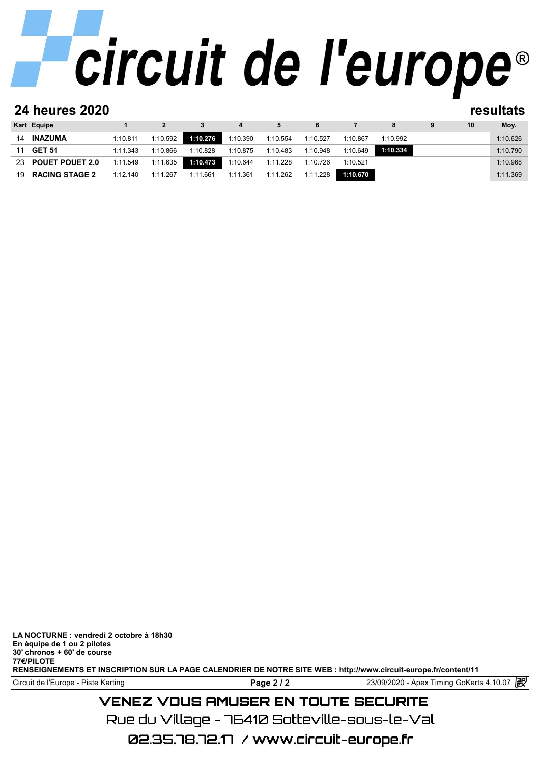# circuit de l'europe®

## 24 heures 2020

**resultats**

| Kart | Equipe | 1 | 2 | 3 | 4 | 5 | 6 | 7 | 8 | 9 | 10 | Moy. |
|---|---|---|---|---|---|---|---|---|---|---|---|---|
| 14 | **INAZUMA** | 1:10.811 | 1:10.592 | **1:10.276** | 1:10.390 | 1:10.554 | 1:10.527 | 1:10.867 | 1:10.992 | | | 1:10.626 |
| 11 | **GET 51** | 1:11.343 | 1:10.866 | 1:10.828 | 1:10.875 | 1:10.483 | 1:10.948 | 1:10.649 | **1:10.334** | | | 1:10.790 |
| 23 | **POUET POUET 2.0** | 1:11.549 | 1:11.635 | **1:10.473** | 1:10.644 | 1:11.228 | 1:10.726 | 1:10.521 | | | | 1:10.968 |
| 19 | **RACING STAGE 2** | 1:12.140 | 1:11.267 | 1:11.661 | 1:11.361 | 1:11.262 | 1:11.228 | **1:10.670** | | | | 1:11.369 |

**LA NOCTURNE : vendredi 2 octobre à 18h30**
**En équipe de 1 ou 2 pilotes**
**30' chronos + 60' de course**
**77€/PILOTE**
**RENSEIGNEMENTS ET INSCRIPTION SUR LA PAGE CALENDRIER DE NOTRE SITE WEB : http://www.circuit-europe.fr/content/11**

Circuit de l'Europe - Piste Karting — 23/09/2020 - Apex Timing GoKarts 4.10.07

VENEZ VOUS AMUSER EN TOUTE SECURITE

Rue du Village - 76410 Sotteville-sous-le-Val

02.35.78.72.17 / www.circuit-europe.fr